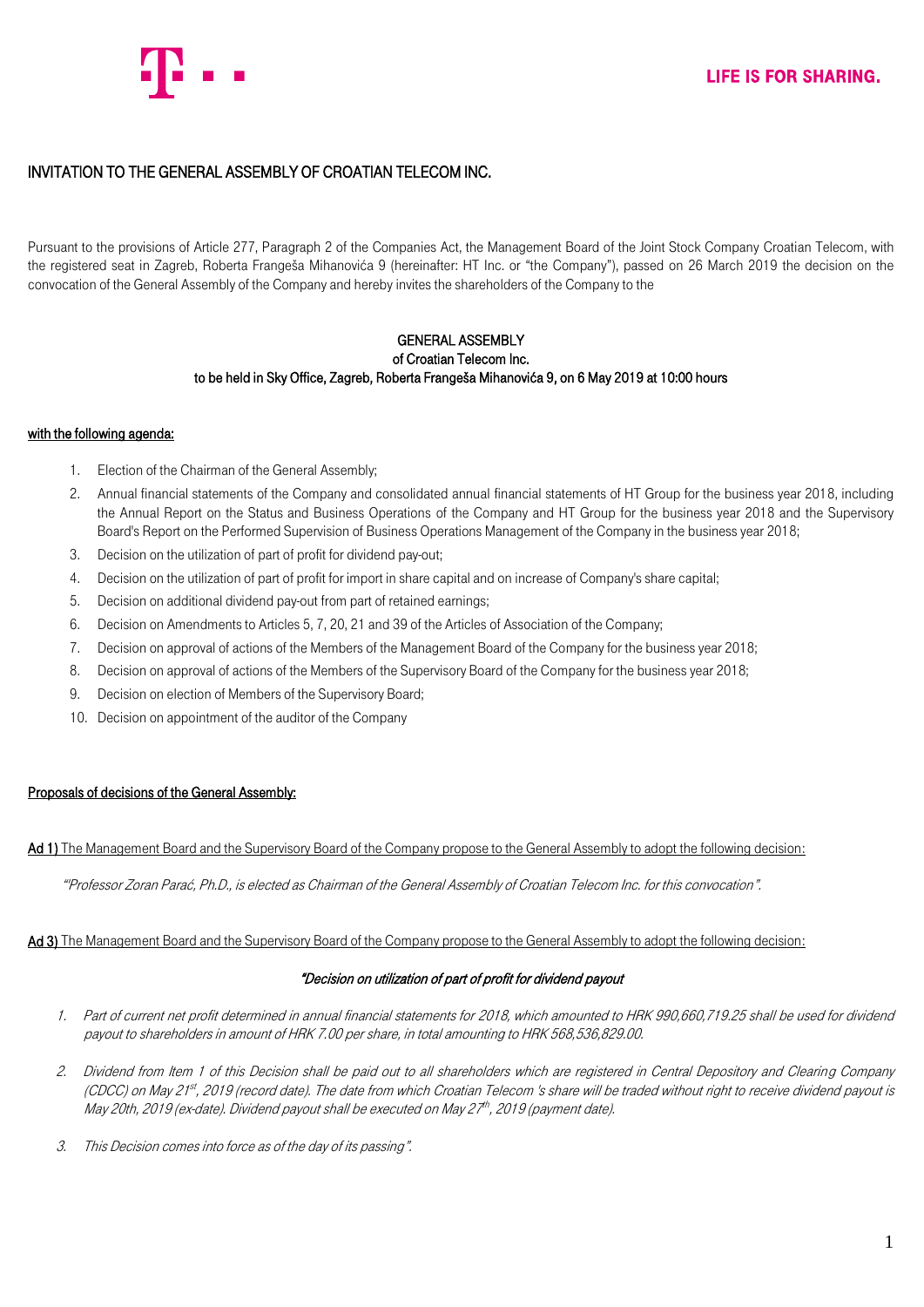# INVITATION TO THE GENERAL ASSEMBLY OF CROATIAN TELECOM INC.

Pursuant to the provisions of Article 277, Paragraph 2 of the Companies Act, the Management Board of the Joint Stock Company Croatian Telecom, with the registered seat in Zagreb, Roberta Frangeša Mihanovića 9 (hereinafter: HT Inc. or "the Company"), passed on 26 March 2019 the decision on the convocation of the General Assembly of the Company and hereby invites the shareholders of the Company to the

**GENERAL ASSEMBLY**
**of Croatian Telecom Inc.**
**to be held in Sky Office, Zagreb, Roberta Frangeša Mihanovića 9, on 6 May 2019 at 10:00 hours**

## with the following agenda:

1. Election of the Chairman of the General Assembly;
2. Annual financial statements of the Company and consolidated annual financial statements of HT Group for the business year 2018, including the Annual Report on the Status and Business Operations of the Company and HT Group for the business year 2018 and the Supervisory Board's Report on the Performed Supervision of Business Operations Management of the Company in the business year 2018;
3. Decision on the utilization of part of profit for dividend pay-out;
4. Decision on the utilization of part of profit for import in share capital and on increase of Company's share capital;
5. Decision on additional dividend pay-out from part of retained earnings;
6. Decision on Amendments to Articles 5, 7, 20, 21 and 39 of the Articles of Association of the Company;
7. Decision on approval of actions of the Members of the Management Board of the Company for the business year 2018;
8. Decision on approval of actions of the Members of the Supervisory Board of the Company for the business year 2018;
9. Decision on election of Members of the Supervisory Board;
10. Decision on appointment of the auditor of the Company

## Proposals of decisions of the General Assembly:

**Ad 1)** The Management Board and the Supervisory Board of the Company propose to the General Assembly to adopt the following decision:

*"Professor Zoran Parać, Ph.D., is elected as Chairman of the General Assembly of Croatian Telecom Inc. for this convocation".*

**Ad 3)** The Management Board and the Supervisory Board of the Company propose to the General Assembly to adopt the following decision:

***"Decision on utilization of part of profit for dividend payout***

1. *Part of current net profit determined in annual financial statements for 2018, which amounted to HRK 990,660,719.25 shall be used for dividend payout to shareholders in amount of HRK 7.00 per share, in total amounting to HRK 568,536,829.00.*
2. *Dividend from Item 1 of this Decision shall be paid out to all shareholders which are registered in Central Depository and Clearing Company (CDCC) on May 21st, 2019 (record date). The date from which Croatian Telecom 's share will be traded without right to receive dividend payout is May 20th, 2019 (ex-date). Dividend payout shall be executed on May 27th, 2019 (payment date).*
3. *This Decision comes into force as of the day of its passing".*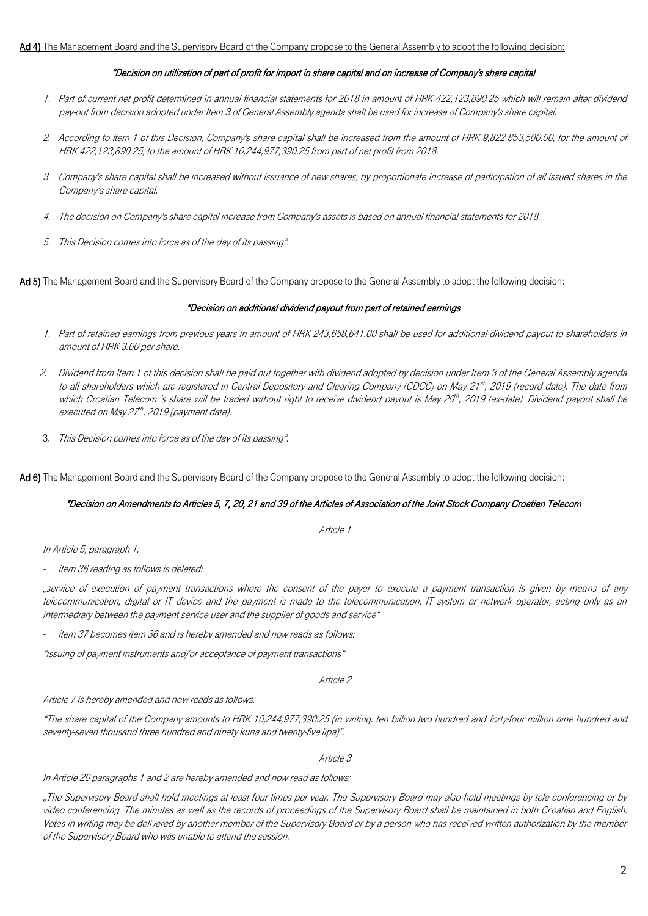**Ad 4)** The Management Board and the Supervisory Board of the Company propose to the General Assembly to adopt the following decision:

***"Decision on utilization of part of profit for import in share capital and on increase of Company's share capital***

1. *Part of current net profit determined in annual financial statements for 2018 in amount of HRK 422,123,890.25 which will remain after dividend pay-out from decision adopted under Item 3 of General Assembly agenda shall be used for increase of Company's share capital.*

2. *According to Item 1 of this Decision, Company's share capital shall be increased from the amount of HRK 9,822,853,500.00, for the amount of HRK 422,123,890.25, to the amount of HRK 10,244,977,390.25 from part of net profit from 2018.*

3. *Company's share capital shall be increased without issuance of new shares, by proportionate increase of participation of all issued shares in the Company's share capital.*

4. *The decision on Company's share capital increase from Company's assets is based on annual financial statements for 2018.*

5. *This Decision comes into force as of the day of its passing".*

**Ad 5)** The Management Board and the Supervisory Board of the Company propose to the General Assembly to adopt the following decision:

***"Decision on additional dividend payout from part of retained earnings***

1. *Part of retained earnings from previous years in amount of HRK 243,658,641.00 shall be used for additional dividend payout to shareholders in amount of HRK 3.00 per share.*

2. *Dividend from Item 1 of this decision shall be paid out together with dividend adopted by decision under Item 3 of the General Assembly agenda to all shareholders which are registered in Central Depository and Clearing Company (CDCC) on May 21st, 2019 (record date). The date from which Croatian Telecom 's share will be traded without right to receive dividend payout is May 20th, 2019 (ex-date). Dividend payout shall be executed on May 27th, 2019 (payment date).*

3. *This Decision comes into force as of the day of its passing".*

**Ad 6)** The Management Board and the Supervisory Board of the Company propose to the General Assembly to adopt the following decision:

***"Decision on Amendments to Articles 5, 7, 20, 21 and 39 of the Articles of Association of the Joint Stock Company Croatian Telecom***

*Article 1*

*In Article 5, paragraph 1:*

- *item 36 reading as follows is deleted:*

*„service of execution of payment transactions where the consent of the payer to execute a payment transaction is given by means of any telecommunication, digital or IT device and the payment is made to the telecommunication, IT system or network operator, acting only as an intermediary between the payment service user and the supplier of goods and service"*

- *item 37 becomes item 36 and is hereby amended and now reads as follows:*

*"issuing of payment instruments and/or acceptance of payment transactions"*

*Article 2*

*Article 7 is hereby amended and now reads as follows:*

*"The share capital of the Company amounts to HRK 10,244,977,390.25 (in writing: ten billion two hundred and forty-four million nine hundred and seventy-seven thousand three hundred and ninety kuna and twenty-five lipa)".*

*Article 3*

*In Article 20 paragraphs 1 and 2 are hereby amended and now read as follows:*

*„The Supervisory Board shall hold meetings at least four times per year. The Supervisory Board may also hold meetings by tele conferencing or by video conferencing. The minutes as well as the records of proceedings of the Supervisory Board shall be maintained in both Croatian and English. Votes in writing may be delivered by another member of the Supervisory Board or by a person who has received written authorization by the member of the Supervisory Board who was unable to attend the session.*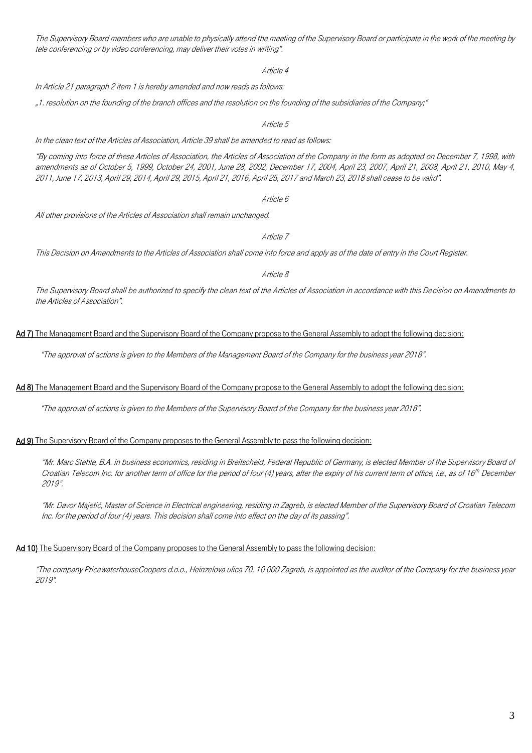*The Supervisory Board members who are unable to physically attend the meeting of the Supervisory Board or participate in the work of the meeting by tele conferencing or by video conferencing, may deliver their votes in writing".*

*Article 4*

*In Article 21 paragraph 2 item 1 is hereby amended and now reads as follows:*

*„1. resolution on the founding of the branch offices and the resolution on the founding of the subsidiaries of the Company;"*

*Article 5*

*In the clean text of the Articles of Association, Article 39 shall be amended to read as follows:*

*"By coming into force of these Articles of Association, the Articles of Association of the Company in the form as adopted on December 7, 1998, with amendments as of October 5, 1999, October 24, 2001, June 28, 2002, December 17, 2004, April 23, 2007, April 21, 2008, April 21, 2010, May 4, 2011, June 17, 2013, April 29, 2014, April 29, 2015, April 21, 2016, April 25, 2017 and March 23, 2018 shall cease to be valid".*

*Article 6*

*All other provisions of the Articles of Association shall remain unchanged.*

*Article 7*

*This Decision on Amendments to the Articles of Association shall come into force and apply as of the date of entry in the Court Register.*

*Article 8*

*The Supervisory Board shall be authorized to specify the clean text of the Articles of Association in accordance with this Decision on Amendments to the Articles of Association".*

**Ad 7)** The Management Board and the Supervisory Board of the Company propose to the General Assembly to adopt the following decision:

*"The approval of actions is given to the Members of the Management Board of the Company for the business year 2018".*

**Ad 8)** The Management Board and the Supervisory Board of the Company propose to the General Assembly to adopt the following decision:

*"The approval of actions is given to the Members of the Supervisory Board of the Company for the business year 2018".*

**Ad 9)** The Supervisory Board of the Company proposes to the General Assembly to pass the following decision:

*"Mr. Marc Stehle, B.A. in business economics, residing in Breitscheid, Federal Republic of Germany, is elected Member of the Supervisory Board of Croatian Telecom Inc. for another term of office for the period of four (4) years, after the expiry of his current term of office, i.e., as of 16th December 2019".*

*"Mr. Davor Majetić, Master of Science in Electrical engineering, residing in Zagreb, is elected Member of the Supervisory Board of Croatian Telecom Inc. for the period of four (4) years. This decision shall come into effect on the day of its passing".*

**Ad 10)** The Supervisory Board of the Company proposes to the General Assembly to pass the following decision:

*"The company PricewaterhouseCoopers d.o.o., Heinzelova ulica 70, 10 000 Zagreb, is appointed as the auditor of the Company for the business year 2019".*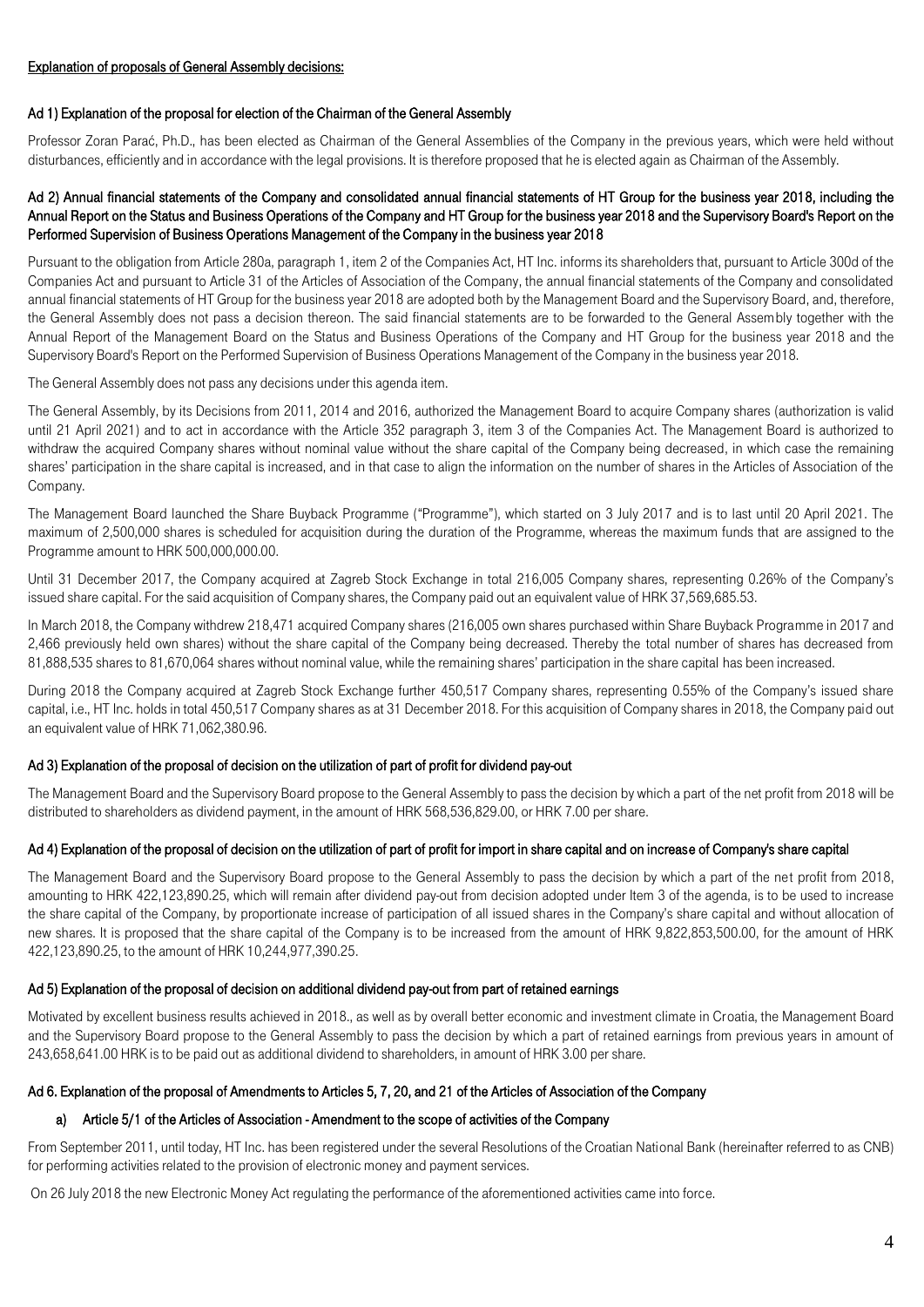**Explanation of proposals of General Assembly decisions:**

### Ad 1) Explanation of the proposal for election of the Chairman of the General Assembly

Professor Zoran Parać, Ph.D., has been elected as Chairman of the General Assemblies of the Company in the previous years, which were held without disturbances, efficiently and in accordance with the legal provisions. It is therefore proposed that he is elected again as Chairman of the Assembly.

### Ad 2) Annual financial statements of the Company and consolidated annual financial statements of HT Group for the business year 2018, including the Annual Report on the Status and Business Operations of the Company and HT Group for the business year 2018 and the Supervisory Board's Report on the Performed Supervision of Business Operations Management of the Company in the business year 2018

Pursuant to the obligation from Article 280a, paragraph 1, item 2 of the Companies Act, HT Inc. informs its shareholders that, pursuant to Article 300d of the Companies Act and pursuant to Article 31 of the Articles of Association of the Company, the annual financial statements of the Company and consolidated annual financial statements of HT Group for the business year 2018 are adopted both by the Management Board and the Supervisory Board, and, therefore, the General Assembly does not pass a decision thereon. The said financial statements are to be forwarded to the General Assembly together with the Annual Report of the Management Board on the Status and Business Operations of the Company and HT Group for the business year 2018 and the Supervisory Board's Report on the Performed Supervision of Business Operations Management of the Company in the business year 2018.

The General Assembly does not pass any decisions under this agenda item.

The General Assembly, by its Decisions from 2011, 2014 and 2016, authorized the Management Board to acquire Company shares (authorization is valid until 21 April 2021) and to act in accordance with the Article 352 paragraph 3, item 3 of the Companies Act. The Management Board is authorized to withdraw the acquired Company shares without nominal value without the share capital of the Company being decreased, in which case the remaining shares' participation in the share capital is increased, and in that case to align the information on the number of shares in the Articles of Association of the Company.

The Management Board launched the Share Buyback Programme ("Programme"), which started on 3 July 2017 and is to last until 20 April 2021. The maximum of 2,500,000 shares is scheduled for acquisition during the duration of the Programme, whereas the maximum funds that are assigned to the Programme amount to HRK 500,000,000.00.

Until 31 December 2017, the Company acquired at Zagreb Stock Exchange in total 216,005 Company shares, representing 0.26% of the Company's issued share capital. For the said acquisition of Company shares, the Company paid out an equivalent value of HRK 37,569,685.53.

In March 2018, the Company withdrew 218,471 acquired Company shares (216,005 own shares purchased within Share Buyback Programme in 2017 and 2,466 previously held own shares) without the share capital of the Company being decreased. Thereby the total number of shares has decreased from 81,888,535 shares to 81,670,064 shares without nominal value, while the remaining shares' participation in the share capital has been increased.

During 2018 the Company acquired at Zagreb Stock Exchange further 450,517 Company shares, representing 0.55% of the Company's issued share capital, i.e., HT Inc. holds in total 450,517 Company shares as at 31 December 2018. For this acquisition of Company shares in 2018, the Company paid out an equivalent value of HRK 71,062,380.96.

### Ad 3) Explanation of the proposal of decision on the utilization of part of profit for dividend pay-out

The Management Board and the Supervisory Board propose to the General Assembly to pass the decision by which a part of the net profit from 2018 will be distributed to shareholders as dividend payment, in the amount of HRK 568,536,829.00, or HRK 7.00 per share.

### Ad 4) Explanation of the proposal of decision on the utilization of part of profit for import in share capital and on increase of Company's share capital

The Management Board and the Supervisory Board propose to the General Assembly to pass the decision by which a part of the net profit from 2018, amounting to HRK 422,123,890.25, which will remain after dividend pay-out from decision adopted under Item 3 of the agenda, is to be used to increase the share capital of the Company, by proportionate increase of participation of all issued shares in the Company's share capital and without allocation of new shares. It is proposed that the share capital of the Company is to be increased from the amount of HRK 9,822,853,500.00, for the amount of HRK 422,123,890.25, to the amount of HRK 10,244,977,390.25.

### Ad 5) Explanation of the proposal of decision on additional dividend pay-out from part of retained earnings

Motivated by excellent business results achieved in 2018., as well as by overall better economic and investment climate in Croatia, the Management Board and the Supervisory Board propose to the General Assembly to pass the decision by which a part of retained earnings from previous years in amount of 243,658,641.00 HRK is to be paid out as additional dividend to shareholders, in amount of HRK 3.00 per share.

### Ad 6. Explanation of the proposal of Amendments to Articles 5, 7, 20, and 21 of the Articles of Association of the Company

#### a) Article 5/1 of the Articles of Association - Amendment to the scope of activities of the Company

From September 2011, until today, HT Inc. has been registered under the several Resolutions of the Croatian National Bank (hereinafter referred to as CNB) for performing activities related to the provision of electronic money and payment services.

On 26 July 2018 the new Electronic Money Act regulating the performance of the aforementioned activities came into force.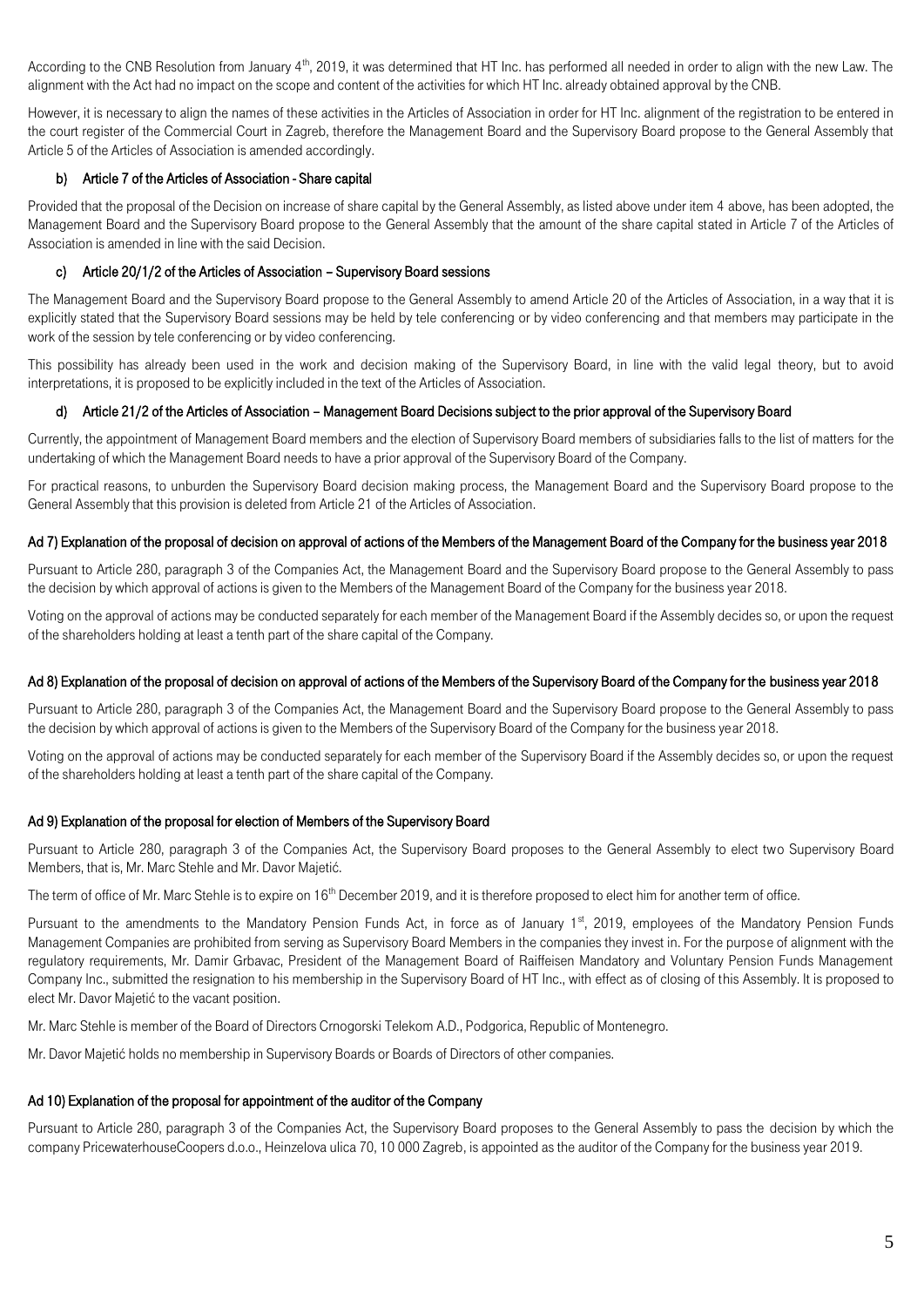According to the CNB Resolution from January 4th, 2019, it was determined that HT Inc. has performed all needed in order to align with the new Law. The alignment with the Act had no impact on the scope and content of the activities for which HT Inc. already obtained approval by the CNB.

However, it is necessary to align the names of these activities in the Articles of Association in order for HT Inc. alignment of the registration to be entered in the court register of the Commercial Court in Zagreb, therefore the Management Board and the Supervisory Board propose to the General Assembly that Article 5 of the Articles of Association is amended accordingly.

#### b) Article 7 of the Articles of Association - Share capital

Provided that the proposal of the Decision on increase of share capital by the General Assembly, as listed above under item 4 above, has been adopted, the Management Board and the Supervisory Board propose to the General Assembly that the amount of the share capital stated in Article 7 of the Articles of Association is amended in line with the said Decision.

#### c) Article 20/1/2 of the Articles of Association – Supervisory Board sessions

The Management Board and the Supervisory Board propose to the General Assembly to amend Article 20 of the Articles of Association, in a way that it is explicitly stated that the Supervisory Board sessions may be held by tele conferencing or by video conferencing and that members may participate in the work of the session by tele conferencing or by video conferencing.

This possibility has already been used in the work and decision making of the Supervisory Board, in line with the valid legal theory, but to avoid interpretations, it is proposed to be explicitly included in the text of the Articles of Association.

#### d) Article 21/2 of the Articles of Association – Management Board Decisions subject to the prior approval of the Supervisory Board

Currently, the appointment of Management Board members and the election of Supervisory Board members of subsidiaries falls to the list of matters for the undertaking of which the Management Board needs to have a prior approval of the Supervisory Board of the Company.

For practical reasons, to unburden the Supervisory Board decision making process, the Management Board and the Supervisory Board propose to the General Assembly that this provision is deleted from Article 21 of the Articles of Association.

### Ad 7) Explanation of the proposal of decision on approval of actions of the Members of the Management Board of the Company for the business year 2018

Pursuant to Article 280, paragraph 3 of the Companies Act, the Management Board and the Supervisory Board propose to the General Assembly to pass the decision by which approval of actions is given to the Members of the Management Board of the Company for the business year 2018.

Voting on the approval of actions may be conducted separately for each member of the Management Board if the Assembly decides so, or upon the request of the shareholders holding at least a tenth part of the share capital of the Company.

### Ad 8) Explanation of the proposal of decision on approval of actions of the Members of the Supervisory Board of the Company for the business year 2018

Pursuant to Article 280, paragraph 3 of the Companies Act, the Management Board and the Supervisory Board propose to the General Assembly to pass the decision by which approval of actions is given to the Members of the Supervisory Board of the Company for the business year 2018.

Voting on the approval of actions may be conducted separately for each member of the Supervisory Board if the Assembly decides so, or upon the request of the shareholders holding at least a tenth part of the share capital of the Company.

### Ad 9) Explanation of the proposal for election of Members of the Supervisory Board

Pursuant to Article 280, paragraph 3 of the Companies Act, the Supervisory Board proposes to the General Assembly to elect two Supervisory Board Members, that is, Mr. Marc Stehle and Mr. Davor Majetić.

The term of office of Mr. Marc Stehle is to expire on 16th December 2019, and it is therefore proposed to elect him for another term of office.

Pursuant to the amendments to the Mandatory Pension Funds Act, in force as of January 1st, 2019, employees of the Mandatory Pension Funds Management Companies are prohibited from serving as Supervisory Board Members in the companies they invest in. For the purpose of alignment with the regulatory requirements, Mr. Damir Grbavac, President of the Management Board of Raiffeisen Mandatory and Voluntary Pension Funds Management Company Inc., submitted the resignation to his membership in the Supervisory Board of HT Inc., with effect as of closing of this Assembly. It is proposed to elect Mr. Davor Majetić to the vacant position.

Mr. Marc Stehle is member of the Board of Directors Crnogorski Telekom A.D., Podgorica, Republic of Montenegro.

Mr. Davor Majetić holds no membership in Supervisory Boards or Boards of Directors of other companies.

### Ad 10) Explanation of the proposal for appointment of the auditor of the Company

Pursuant to Article 280, paragraph 3 of the Companies Act, the Supervisory Board proposes to the General Assembly to pass the decision by which the company PricewaterhouseCoopers d.o.o., Heinzelova ulica 70, 10 000 Zagreb, is appointed as the auditor of the Company for the business year 2019.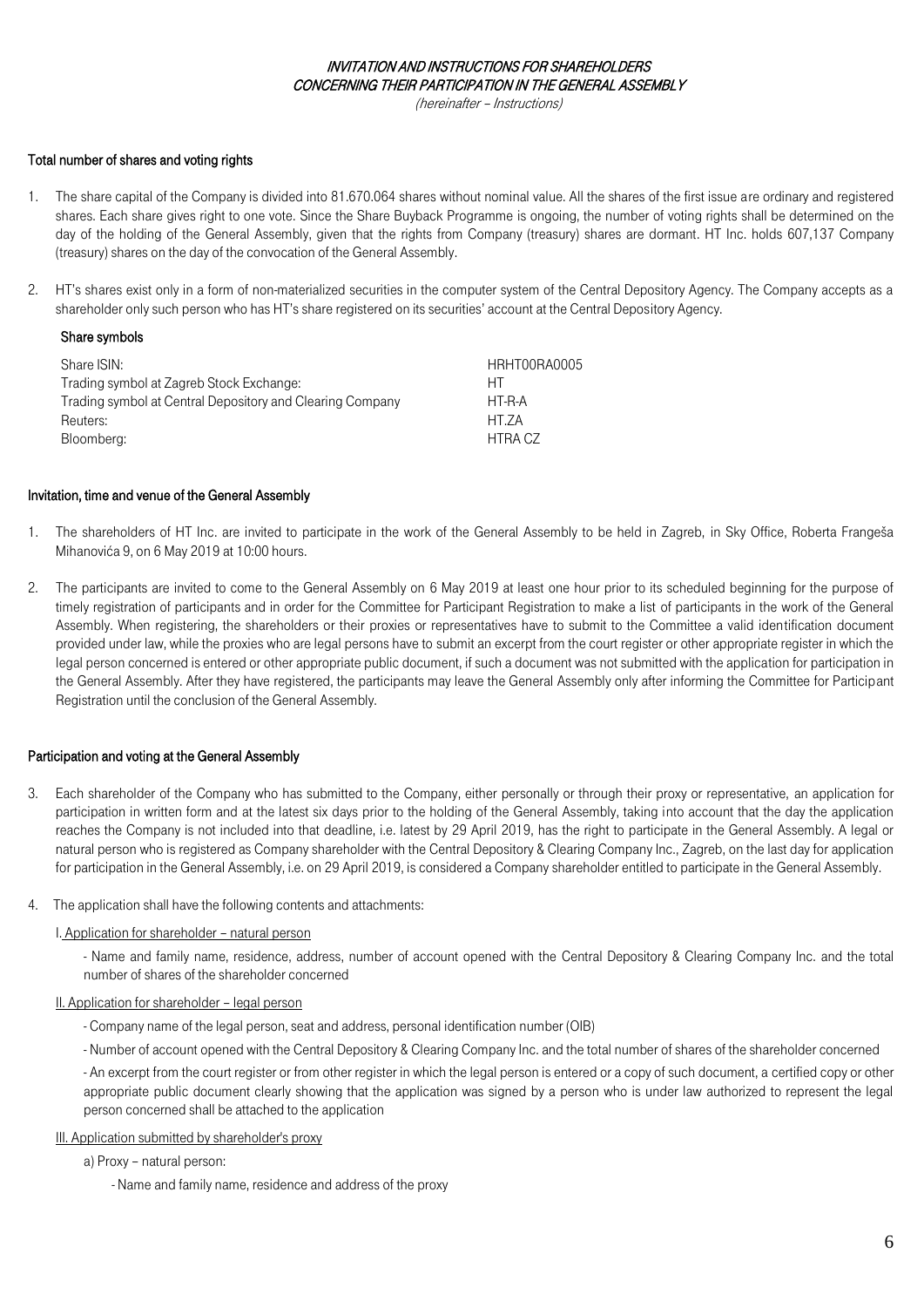*INVITATION AND INSTRUCTIONS FOR SHAREHOLDERS*
*CONCERNING THEIR PARTICIPATION IN THE GENERAL ASSEMBLY*

*(hereinafter – Instructions)*

**Total number of shares and voting rights**

1. The share capital of the Company is divided into 81.670.064 shares without nominal value. All the shares of the first issue are ordinary and registered shares. Each share gives right to one vote. Since the Share Buyback Programme is ongoing, the number of voting rights shall be determined on the day of the holding of the General Assembly, given that the rights from Company (treasury) shares are dormant. HT Inc. holds 607,137 Company (treasury) shares on the day of the convocation of the General Assembly.

2. HT's shares exist only in a form of non-materialized securities in the computer system of the Central Depository Agency. The Company accepts as a shareholder only such person who has HT's share registered on its securities' account at the Central Depository Agency.

**Share symbols**

| | |
|---|---|
| Share ISIN: | HRHT00RA0005 |
| Trading symbol at Zagreb Stock Exchange: | HT |
| Trading symbol at Central Depository and Clearing Company | HT-R-A |
| Reuters: | HT.ZA |
| Bloomberg: | HTRA CZ |

**Invitation, time and venue of the General Assembly**

1. The shareholders of HT Inc. are invited to participate in the work of the General Assembly to be held in Zagreb, in Sky Office, Roberta Frangeša Mihanovića 9, on 6 May 2019 at 10:00 hours.

2. The participants are invited to come to the General Assembly on 6 May 2019 at least one hour prior to its scheduled beginning for the purpose of timely registration of participants and in order for the Committee for Participant Registration to make a list of participants in the work of the General Assembly. When registering, the shareholders or their proxies or representatives have to submit to the Committee a valid identification document provided under law, while the proxies who are legal persons have to submit an excerpt from the court register or other appropriate register in which the legal person concerned is entered or other appropriate public document, if such a document was not submitted with the application for participation in the General Assembly. After they have registered, the participants may leave the General Assembly only after informing the Committee for Participant Registration until the conclusion of the General Assembly.

**Participation and voting at the General Assembly**

3. Each shareholder of the Company who has submitted to the Company, either personally or through their proxy or representative, an application for participation in written form and at the latest six days prior to the holding of the General Assembly, taking into account that the day the application reaches the Company is not included into that deadline, i.e. latest by 29 April 2019, has the right to participate in the General Assembly. A legal or natural person who is registered as Company shareholder with the Central Depository & Clearing Company Inc., Zagreb, on the last day for application for participation in the General Assembly, i.e. on 29 April 2019, is considered a Company shareholder entitled to participate in the General Assembly.

4. The application shall have the following contents and attachments:

   I. Application for shareholder – natural person

   - Name and family name, residence, address, number of account opened with the Central Depository & Clearing Company Inc. and the total number of shares of the shareholder concerned

   II. Application for shareholder – legal person

   - Company name of the legal person, seat and address, personal identification number (OIB)
   - Number of account opened with the Central Depository & Clearing Company Inc. and the total number of shares of the shareholder concerned
   - An excerpt from the court register or from other register in which the legal person is entered or a copy of such document, a certified copy or other appropriate public document clearly showing that the application was signed by a person who is under law authorized to represent the legal person concerned shall be attached to the application

   III. Application submitted by shareholder's proxy

   a) Proxy – natural person:

   - Name and family name, residence and address of the proxy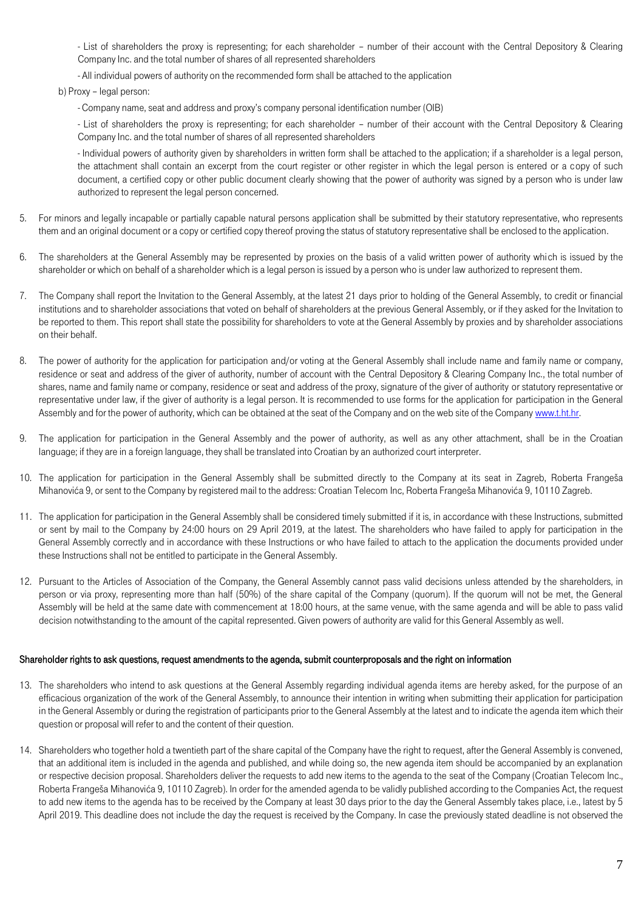- List of shareholders the proxy is representing; for each shareholder – number of their account with the Central Depository & Clearing Company Inc. and the total number of shares of all represented shareholders

- All individual powers of authority on the recommended form shall be attached to the application

b) Proxy – legal person:

- Company name, seat and address and proxy's company personal identification number (OIB)

- List of shareholders the proxy is representing; for each shareholder – number of their account with the Central Depository & Clearing Company Inc. and the total number of shares of all represented shareholders

- Individual powers of authority given by shareholders in written form shall be attached to the application; if a shareholder is a legal person, the attachment shall contain an excerpt from the court register or other register in which the legal person is entered or a copy of such document, a certified copy or other public document clearly showing that the power of authority was signed by a person who is under law authorized to represent the legal person concerned.

5. For minors and legally incapable or partially capable natural persons application shall be submitted by their statutory representative, who represents them and an original document or a copy or certified copy thereof proving the status of statutory representative shall be enclosed to the application.

6. The shareholders at the General Assembly may be represented by proxies on the basis of a valid written power of authority which is issued by the shareholder or which on behalf of a shareholder which is a legal person is issued by a person who is under law authorized to represent them.

7. The Company shall report the Invitation to the General Assembly, at the latest 21 days prior to holding of the General Assembly, to credit or financial institutions and to shareholder associations that voted on behalf of shareholders at the previous General Assembly, or if they asked for the Invitation to be reported to them. This report shall state the possibility for shareholders to vote at the General Assembly by proxies and by shareholder associations on their behalf.

8. The power of authority for the application for participation and/or voting at the General Assembly shall include name and family name or company, residence or seat and address of the giver of authority, number of account with the Central Depository & Clearing Company Inc., the total number of shares, name and family name or company, residence or seat and address of the proxy, signature of the giver of authority or statutory representative or representative under law, if the giver of authority is a legal person. It is recommended to use forms for the application for participation in the General Assembly and for the power of authority, which can be obtained at the seat of the Company and on the web site of the Company www.t.ht.hr.

9. The application for participation in the General Assembly and the power of authority, as well as any other attachment, shall be in the Croatian language; if they are in a foreign language, they shall be translated into Croatian by an authorized court interpreter.

10. The application for participation in the General Assembly shall be submitted directly to the Company at its seat in Zagreb, Roberta Frangeša Mihanovića 9, or sent to the Company by registered mail to the address: Croatian Telecom Inc, Roberta Frangeša Mihanovića 9, 10110 Zagreb.

11. The application for participation in the General Assembly shall be considered timely submitted if it is, in accordance with these Instructions, submitted or sent by mail to the Company by 24:00 hours on 29 April 2019, at the latest. The shareholders who have failed to apply for participation in the General Assembly correctly and in accordance with these Instructions or who have failed to attach to the application the documents provided under these Instructions shall not be entitled to participate in the General Assembly.

12. Pursuant to the Articles of Association of the Company, the General Assembly cannot pass valid decisions unless attended by the shareholders, in person or via proxy, representing more than half (50%) of the share capital of the Company (quorum). If the quorum will not be met, the General Assembly will be held at the same date with commencement at 18:00 hours, at the same venue, with the same agenda and will be able to pass valid decision notwithstanding to the amount of the capital represented. Given powers of authority are valid for this General Assembly as well.

#### Shareholder rights to ask questions, request amendments to the agenda, submit counterproposals and the right on information

13. The shareholders who intend to ask questions at the General Assembly regarding individual agenda items are hereby asked, for the purpose of an efficacious organization of the work of the General Assembly, to announce their intention in writing when submitting their application for participation in the General Assembly or during the registration of participants prior to the General Assembly at the latest and to indicate the agenda item which their question or proposal will refer to and the content of their question.

14. Shareholders who together hold a twentieth part of the share capital of the Company have the right to request, after the General Assembly is convened, that an additional item is included in the agenda and published, and while doing so, the new agenda item should be accompanied by an explanation or respective decision proposal. Shareholders deliver the requests to add new items to the agenda to the seat of the Company (Croatian Telecom Inc., Roberta Frangeša Mihanovića 9, 10110 Zagreb). In order for the amended agenda to be validly published according to the Companies Act, the request to add new items to the agenda has to be received by the Company at least 30 days prior to the day the General Assembly takes place, i.e., latest by 5 April 2019. This deadline does not include the day the request is received by the Company. In case the previously stated deadline is not observed the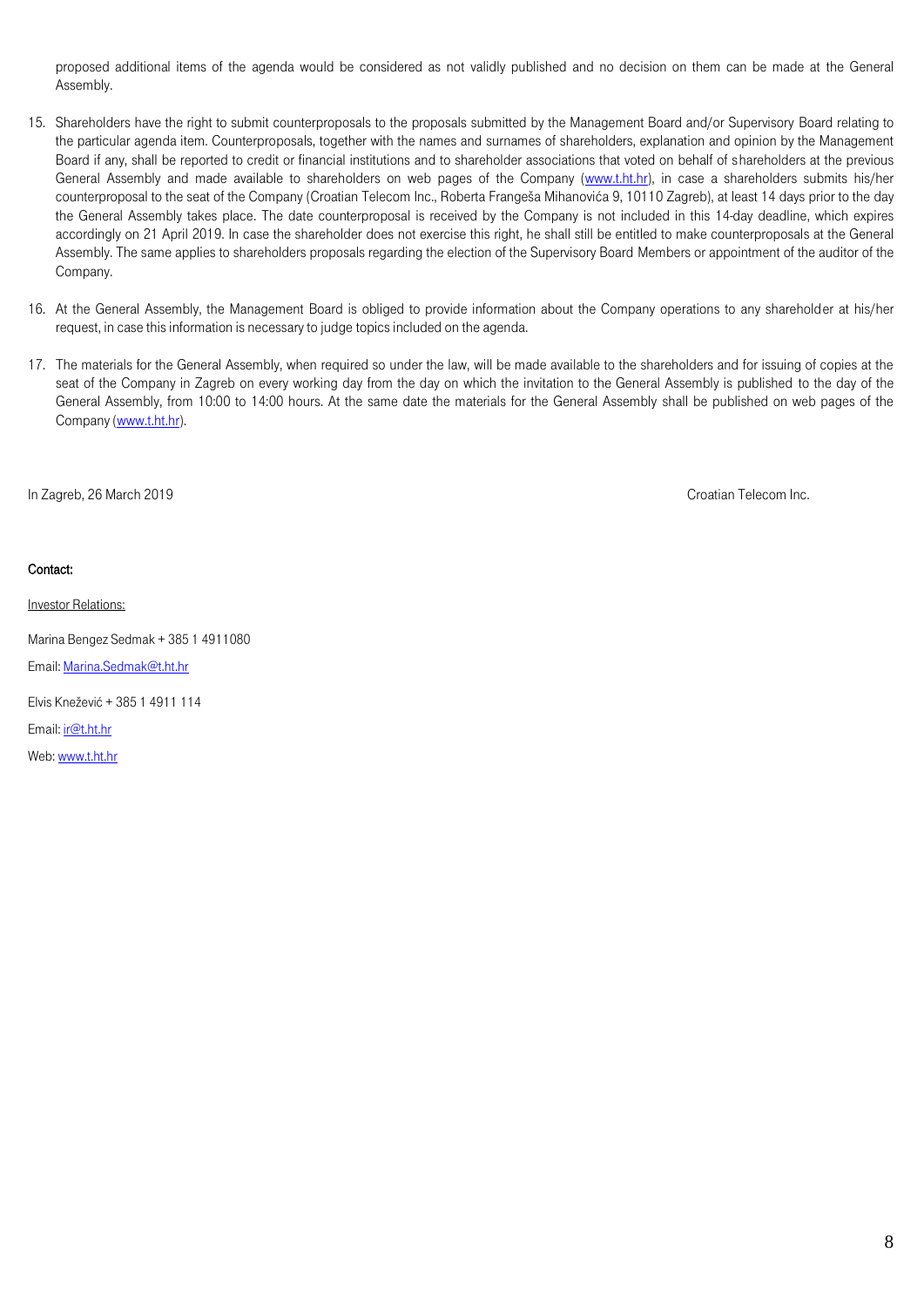proposed additional items of the agenda would be considered as not validly published and no decision on them can be made at the General Assembly.

15. Shareholders have the right to submit counterproposals to the proposals submitted by the Management Board and/or Supervisory Board relating to the particular agenda item. Counterproposals, together with the names and surnames of shareholders, explanation and opinion by the Management Board if any, shall be reported to credit or financial institutions and to shareholder associations that voted on behalf of shareholders at the previous General Assembly and made available to shareholders on web pages of the Company (www.t.ht.hr), in case a shareholders submits his/her counterproposal to the seat of the Company (Croatian Telecom Inc., Roberta Frangeša Mihanovića 9, 10110 Zagreb), at least 14 days prior to the day the General Assembly takes place. The date counterproposal is received by the Company is not included in this 14-day deadline, which expires accordingly on 21 April 2019. In case the shareholder does not exercise this right, he shall still be entitled to make counterproposals at the General Assembly. The same applies to shareholders proposals regarding the election of the Supervisory Board Members or appointment of the auditor of the Company.

16. At the General Assembly, the Management Board is obliged to provide information about the Company operations to any shareholder at his/her request, in case this information is necessary to judge topics included on the agenda.

17. The materials for the General Assembly, when required so under the law, will be made available to the shareholders and for issuing of copies at the seat of the Company in Zagreb on every working day from the day on which the invitation to the General Assembly is published to the day of the General Assembly, from 10:00 to 14:00 hours. At the same date the materials for the General Assembly shall be published on web pages of the Company (www.t.ht.hr).

In Zagreb, 26 March 2019

Croatian Telecom Inc.

**Contact:**

Investor Relations:

Marina Bengez Sedmak + 385 1 4911080

Email: Marina.Sedmak@t.ht.hr

Elvis Knežević + 385 1 4911 114

Email: ir@t.ht.hr

Web: www.t.ht.hr